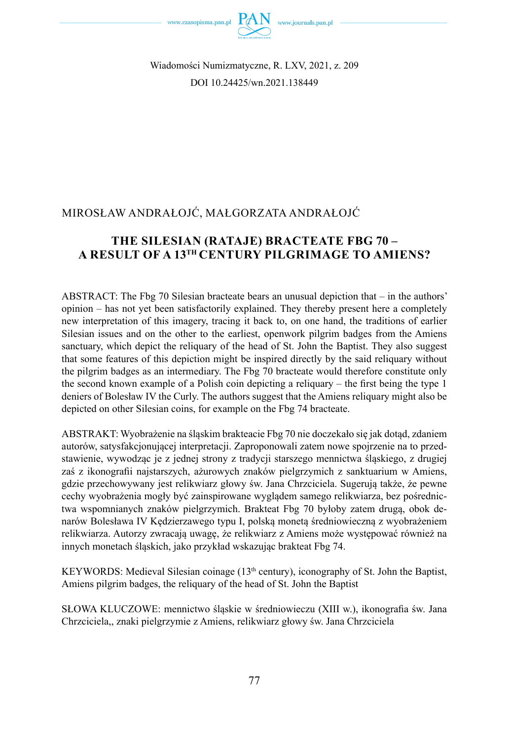Wiadomości Numizmatyczne, R. LXV, 2021, z. 209
DOI 10.24425/wn.2021.138449

MIROSŁAW ANDRAŁOJĆ, MAŁGORZATA ANDRAŁOJĆ

# THE SILESIAN (RATAJE) BRACTEATE FBG 70 – A RESULT OF A 13TH CENTURY PILGRIMAGE TO AMIENS?

ABSTRACT: The Fbg 70 Silesian bracteate bears an unusual depiction that – in the authors' opinion – has not yet been satisfactorily explained. They thereby present here a completely new interpretation of this imagery, tracing it back to, on one hand, the traditions of earlier Silesian issues and on the other to the earliest, openwork pilgrim badges from the Amiens sanctuary, which depict the reliquary of the head of St. John the Baptist. They also suggest that some features of this depiction might be inspired directly by the said reliquary without the pilgrim badges as an intermediary. The Fbg 70 bracteate would therefore constitute only the second known example of a Polish coin depicting a reliquary – the first being the type 1 deniers of Bolesław IV the Curly. The authors suggest that the Amiens reliquary might also be depicted on other Silesian coins, for example on the Fbg 74 bracteate.

ABSTRAKT: Wyobrażenie na śląskim brakteacie Fbg 70 nie doczekało się jak dotąd, zdaniem autorów, satysfakcjonującej interpretacji. Zaproponowali zatem nowe spojrzenie na to przedstawienie, wywodząc je z jednej strony z tradycji starszego mennictwa śląskiego, z drugiej zaś z ikonografii najstarszych, ażurowych znaków pielgrzymich z sanktuarium w Amiens, gdzie przechowywany jest relikwiarz głowy św. Jana Chrzciciela. Sugerują także, że pewne cechy wyobrażenia mogły być zainspirowane wyglądem samego relikwiarza, bez pośrednictwa wspomnianych znaków pielgrzymich. Brakteat Fbg 70 byłoby zatem drugą, obok denarów Bolesława IV Kędzierzawego typu I, polską monetą średniowieczną z wyobrażeniem relikwiarza. Autorzy zwracają uwagę, że relikwiarz z Amiens może występować również na innych monetach śląskich, jako przykład wskazując brakteat Fbg 74.

KEYWORDS: Medieval Silesian coinage (13th century), iconography of St. John the Baptist, Amiens pilgrim badges, the reliquary of the head of St. John the Baptist

SŁOWA KLUCZOWE: mennictwo śląskie w średniowieczu (XIII w.), ikonografia św. Jana Chrzciciela,, znaki pielgrzymie z Amiens, relikwiarz głowy św. Jana Chrzciciela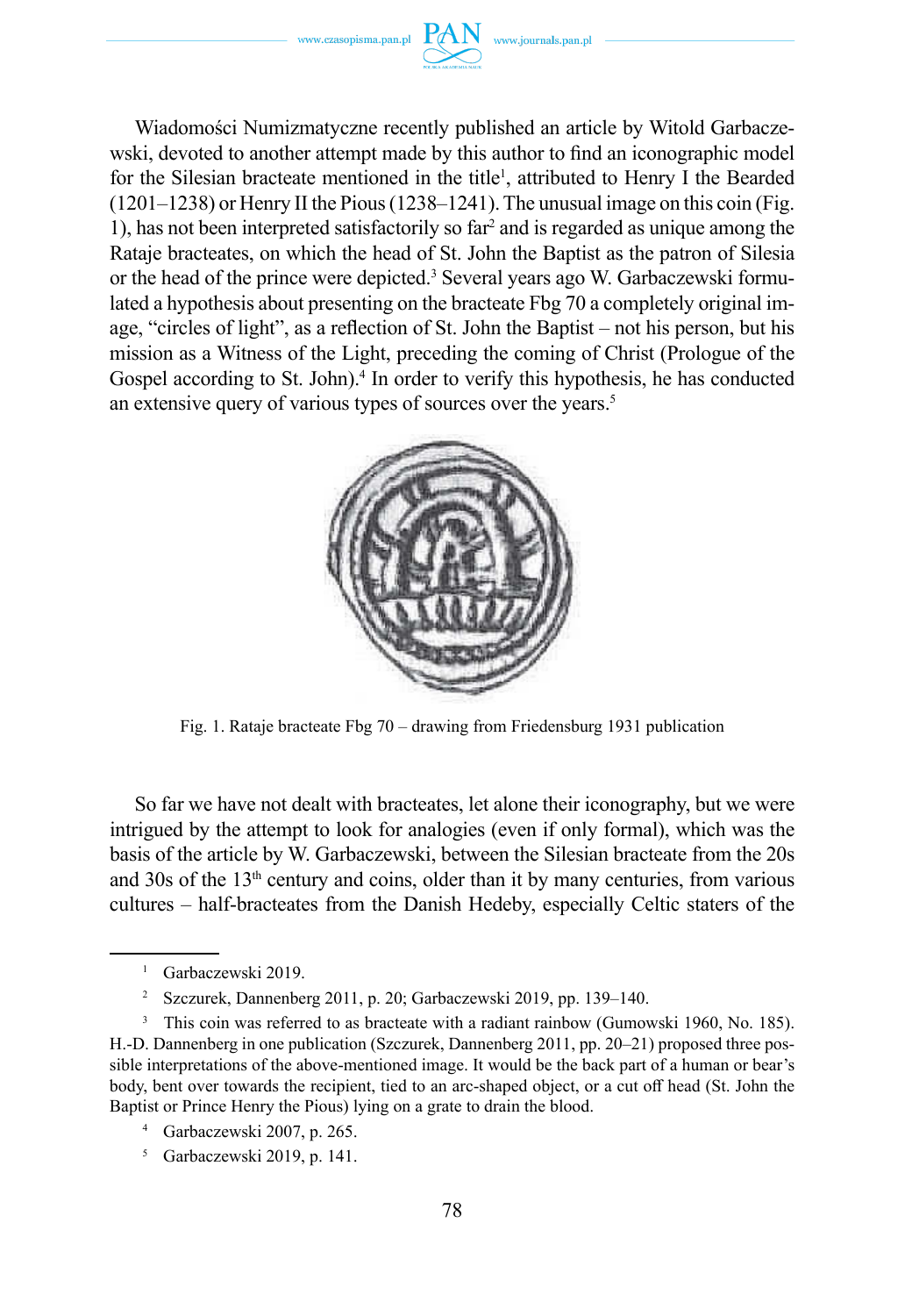Wiadomości Numizmatyczne recently published an article by Witold Garbaczewski, devoted to another attempt made by this author to find an iconographic model for the Silesian bracteate mentioned in the title[1], attributed to Henry I the Bearded (1201–1238) or Henry II the Pious (1238–1241). The unusual image on this coin (Fig. 1), has not been interpreted satisfactorily so far[2] and is regarded as unique among the Rataje bracteates, on which the head of St. John the Baptist as the patron of Silesia or the head of the prince were depicted.[3] Several years ago W. Garbaczewski formulated a hypothesis about presenting on the bracteate Fbg 70 a completely original image, "circles of light", as a reflection of St. John the Baptist – not his person, but his mission as a Witness of the Light, preceding the coming of Christ (Prologue of the Gospel according to St. John).[4] In order to verify this hypothesis, he has conducted an extensive query of various types of sources over the years.[5]

Fig. 1. Rataje bracteate Fbg 70 – drawing from Friedensburg 1931 publication

So far we have not dealt with bracteates, let alone their iconography, but we were intrigued by the attempt to look for analogies (even if only formal), which was the basis of the article by W. Garbaczewski, between the Silesian bracteate from the 20s and 30s of the 13th century and coins, older than it by many centuries, from various cultures – half-bracteates from the Danish Hedeby, especially Celtic staters of the

---

[1] Garbaczewski 2019.

[2] Szczurek, Dannenberg 2011, p. 20; Garbaczewski 2019, pp. 139–140.

[3] This coin was referred to as bracteate with a radiant rainbow (Gumowski 1960, No. 185). H.-D. Dannenberg in one publication (Szczurek, Dannenberg 2011, pp. 20–21) proposed three possible interpretations of the above-mentioned image. It would be the back part of a human or bear's body, bent over towards the recipient, tied to an arc-shaped object, or a cut off head (St. John the Baptist or Prince Henry the Pious) lying on a grate to drain the blood.

[4] Garbaczewski 2007, p. 265.

[5] Garbaczewski 2019, p. 141.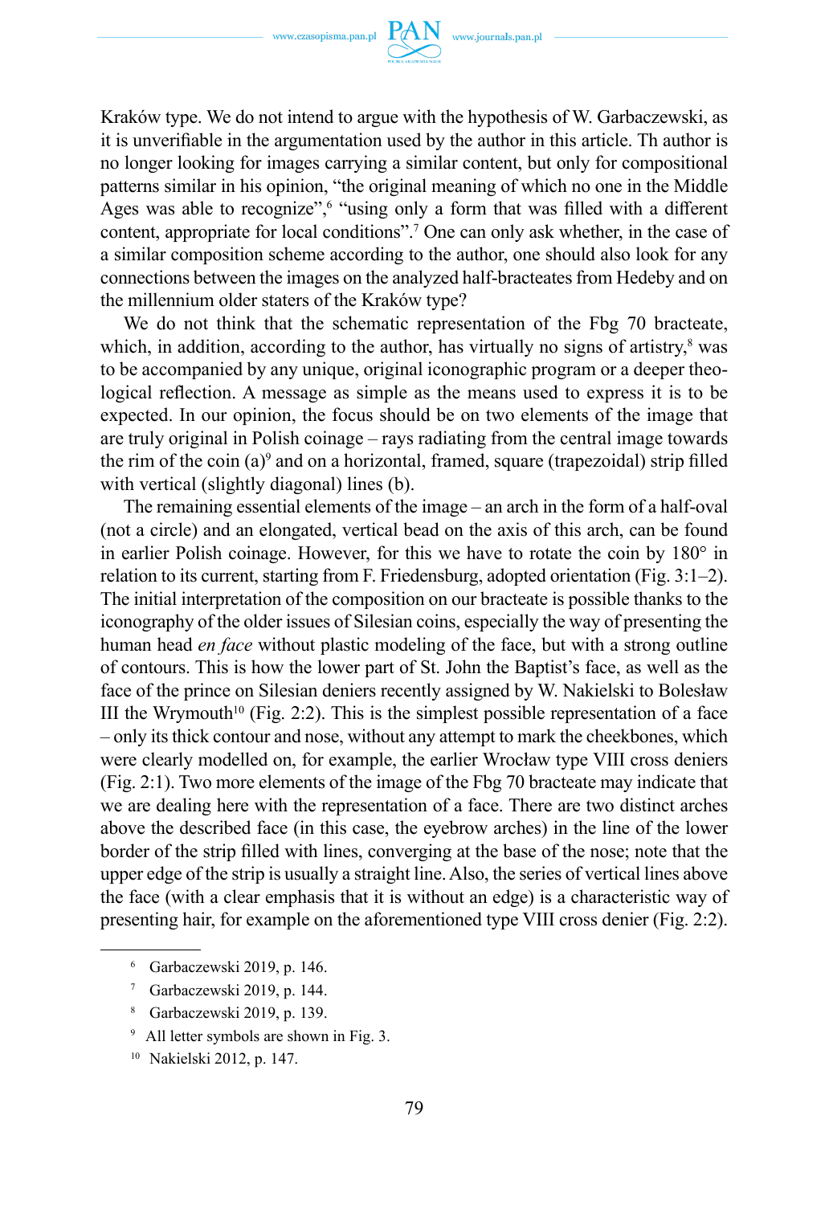Kraków type. We do not intend to argue with the hypothesis of W. Garbaczewski, as it is unverifiable in the argumentation used by the author in this article. Th author is no longer looking for images carrying a similar content, but only for compositional patterns similar in his opinion, "the original meaning of which no one in the Middle Ages was able to recognize",[6] "using only a form that was filled with a different content, appropriate for local conditions".[7] One can only ask whether, in the case of a similar composition scheme according to the author, one should also look for any connections between the images on the analyzed half-bracteates from Hedeby and on the millennium older staters of the Kraków type?

We do not think that the schematic representation of the Fbg 70 bracteate, which, in addition, according to the author, has virtually no signs of artistry,[8] was to be accompanied by any unique, original iconographic program or a deeper theological reflection. A message as simple as the means used to express it is to be expected. In our opinion, the focus should be on two elements of the image that are truly original in Polish coinage – rays radiating from the central image towards the rim of the coin (a)[9] and on a horizontal, framed, square (trapezoidal) strip filled with vertical (slightly diagonal) lines (b).

The remaining essential elements of the image – an arch in the form of a half-oval (not a circle) and an elongated, vertical bead on the axis of this arch, can be found in earlier Polish coinage. However, for this we have to rotate the coin by 180° in relation to its current, starting from F. Friedensburg, adopted orientation (Fig. 3:1–2). The initial interpretation of the composition on our bracteate is possible thanks to the iconography of the older issues of Silesian coins, especially the way of presenting the human head *en face* without plastic modeling of the face, but with a strong outline of contours. This is how the lower part of St. John the Baptist's face, as well as the face of the prince on Silesian deniers recently assigned by W. Nakielski to Bolesław III the Wrymouth[10] (Fig. 2:2). This is the simplest possible representation of a face – only its thick contour and nose, without any attempt to mark the cheekbones, which were clearly modelled on, for example, the earlier Wrocław type VIII cross deniers (Fig. 2:1). Two more elements of the image of the Fbg 70 bracteate may indicate that we are dealing here with the representation of a face. There are two distinct arches above the described face (in this case, the eyebrow arches) in the line of the lower border of the strip filled with lines, converging at the base of the nose; note that the upper edge of the strip is usually a straight line. Also, the series of vertical lines above the face (with a clear emphasis that it is without an edge) is a characteristic way of presenting hair, for example on the aforementioned type VIII cross denier (Fig. 2:2).

[6] Garbaczewski 2019, p. 146.

[7] Garbaczewski 2019, p. 144.

[8] Garbaczewski 2019, p. 139.

[9] All letter symbols are shown in Fig. 3.

[10] Nakielski 2012, p. 147.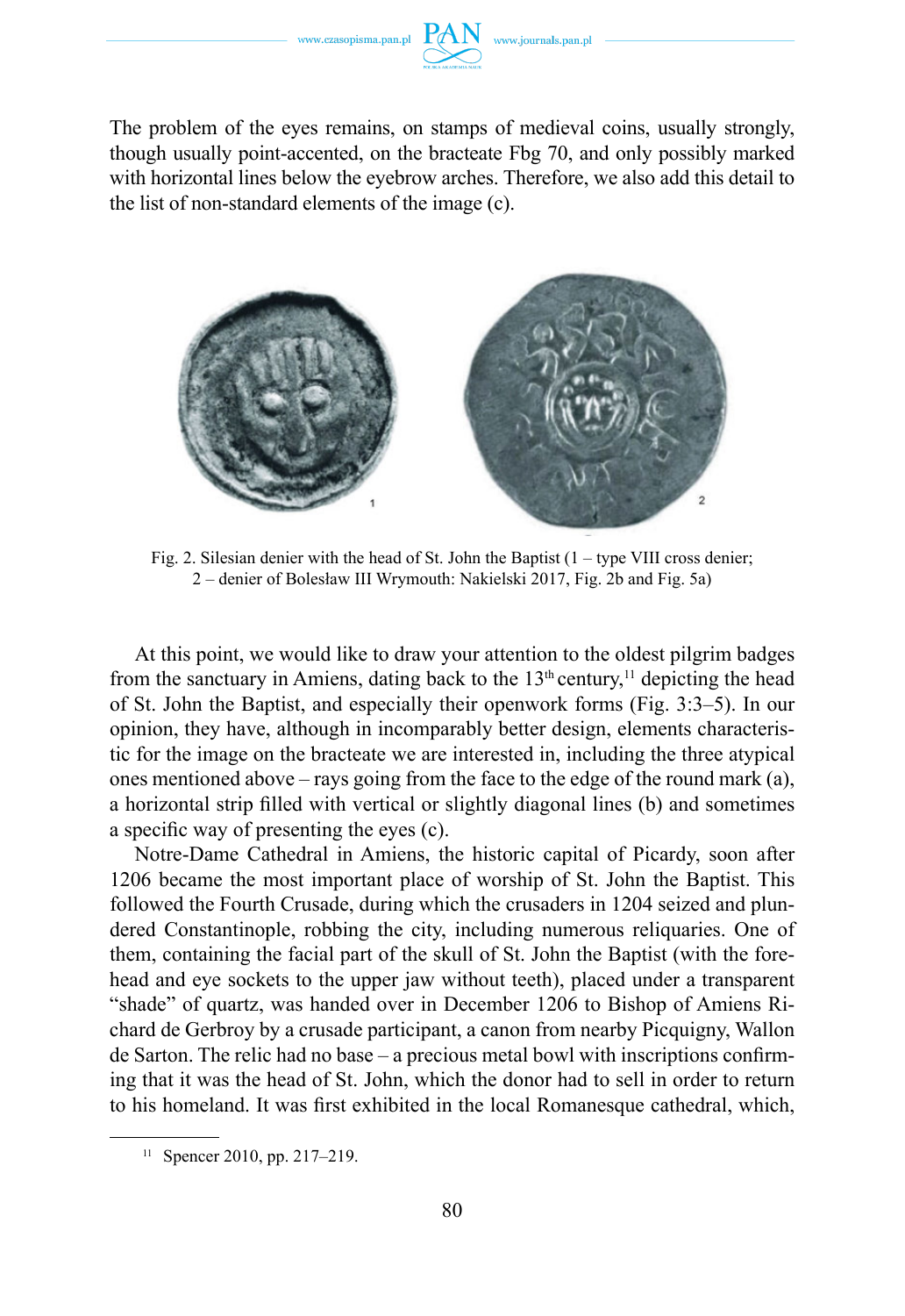The problem of the eyes remains, on stamps of medieval coins, usually strongly, though usually point-accented, on the bracteate Fbg 70, and only possibly marked with horizontal lines below the eyebrow arches. Therefore, we also add this detail to the list of non-standard elements of the image (c).

Fig. 2. Silesian denier with the head of St. John the Baptist (1 – type VIII cross denier; 2 – denier of Bolesław III Wrymouth: Nakielski 2017, Fig. 2b and Fig. 5a)

At this point, we would like to draw your attention to the oldest pilgrim badges from the sanctuary in Amiens, dating back to the 13th century,[11] depicting the head of St. John the Baptist, and especially their openwork forms (Fig. 3:3–5). In our opinion, they have, although in incomparably better design, elements characteristic for the image on the bracteate we are interested in, including the three atypical ones mentioned above – rays going from the face to the edge of the round mark (a), a horizontal strip filled with vertical or slightly diagonal lines (b) and sometimes a specific way of presenting the eyes (c).

Notre-Dame Cathedral in Amiens, the historic capital of Picardy, soon after 1206 became the most important place of worship of St. John the Baptist. This followed the Fourth Crusade, during which the crusaders in 1204 seized and plundered Constantinople, robbing the city, including numerous reliquaries. One of them, containing the facial part of the skull of St. John the Baptist (with the forehead and eye sockets to the upper jaw without teeth), placed under a transparent "shade" of quartz, was handed over in December 1206 to Bishop of Amiens Richard de Gerbroy by a crusade participant, a canon from nearby Picquigny, Wallon de Sarton. The relic had no base – a precious metal bowl with inscriptions confirming that it was the head of St. John, which the donor had to sell in order to return to his homeland. It was first exhibited in the local Romanesque cathedral, which,

[11] Spencer 2010, pp. 217–219.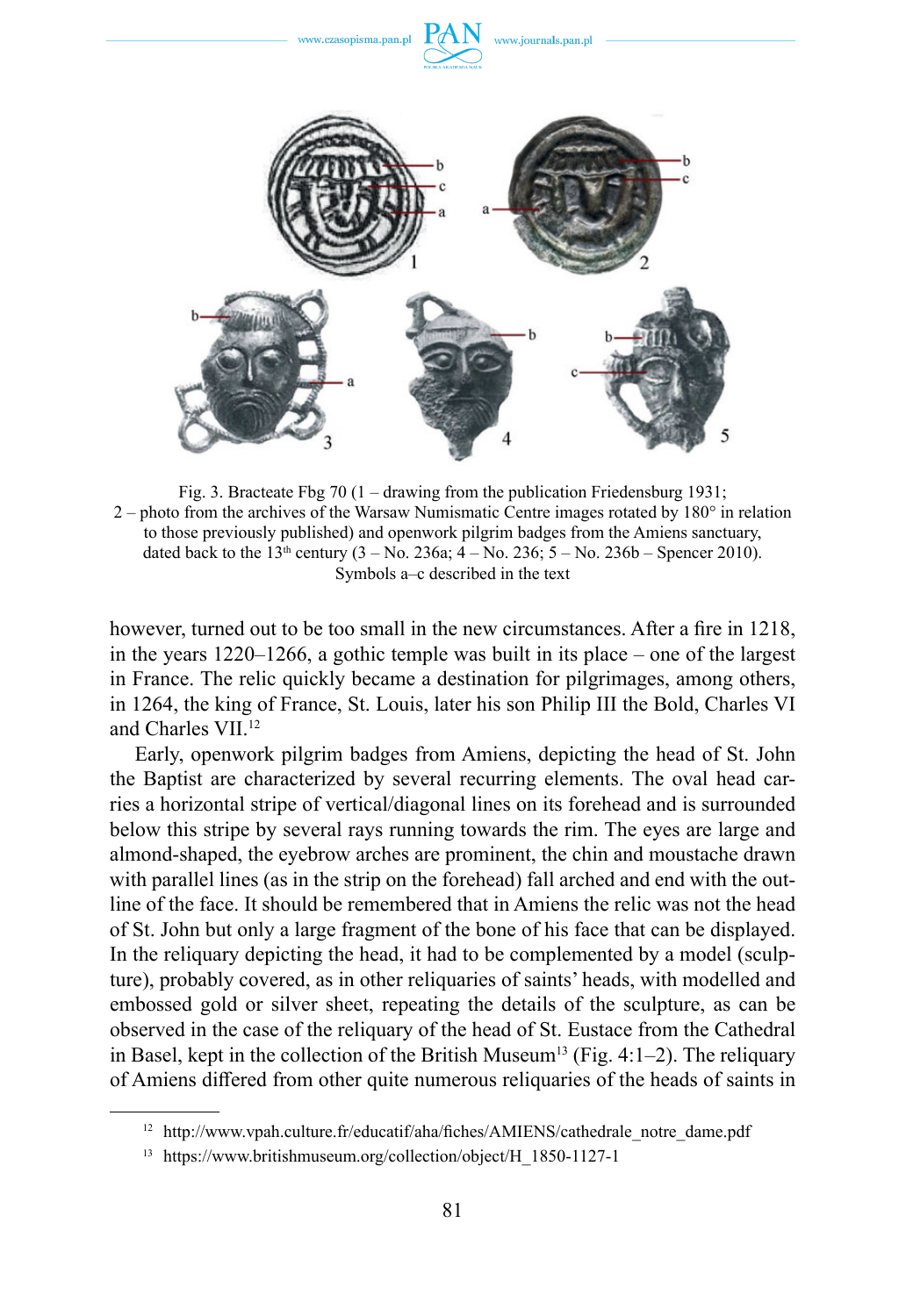Fig. 3. Bracteate Fbg 70 (1 – drawing from the publication Friedensburg 1931; 2 – photo from the archives of the Warsaw Numismatic Centre images rotated by 180° in relation to those previously published) and openwork pilgrim badges from the Amiens sanctuary, dated back to the 13th century (3 – No. 236a; 4 – No. 236; 5 – No. 236b – Spencer 2010). Symbols a–c described in the text

however, turned out to be too small in the new circumstances. After a fire in 1218, in the years 1220–1266, a gothic temple was built in its place – one of the largest in France. The relic quickly became a destination for pilgrimages, among others, in 1264, the king of France, St. Louis, later his son Philip III the Bold, Charles VI and Charles VII.[12]

Early, openwork pilgrim badges from Amiens, depicting the head of St. John the Baptist are characterized by several recurring elements. The oval head carries a horizontal stripe of vertical/diagonal lines on its forehead and is surrounded below this stripe by several rays running towards the rim. The eyes are large and almond-shaped, the eyebrow arches are prominent, the chin and moustache drawn with parallel lines (as in the strip on the forehead) fall arched and end with the outline of the face. It should be remembered that in Amiens the relic was not the head of St. John but only a large fragment of the bone of his face that can be displayed. In the reliquary depicting the head, it had to be complemented by a model (sculpture), probably covered, as in other reliquaries of saints' heads, with modelled and embossed gold or silver sheet, repeating the details of the sculpture, as can be observed in the case of the reliquary of the head of St. Eustace from the Cathedral in Basel, kept in the collection of the British Museum[13] (Fig. 4:1–2). The reliquary of Amiens differed from other quite numerous reliquaries of the heads of saints in

[12] http://www.vpah.culture.fr/educatif/aha/fiches/AMIENS/cathedrale_notre_dame.pdf

[13] https://www.britishmuseum.org/collection/object/H_1850-1127-1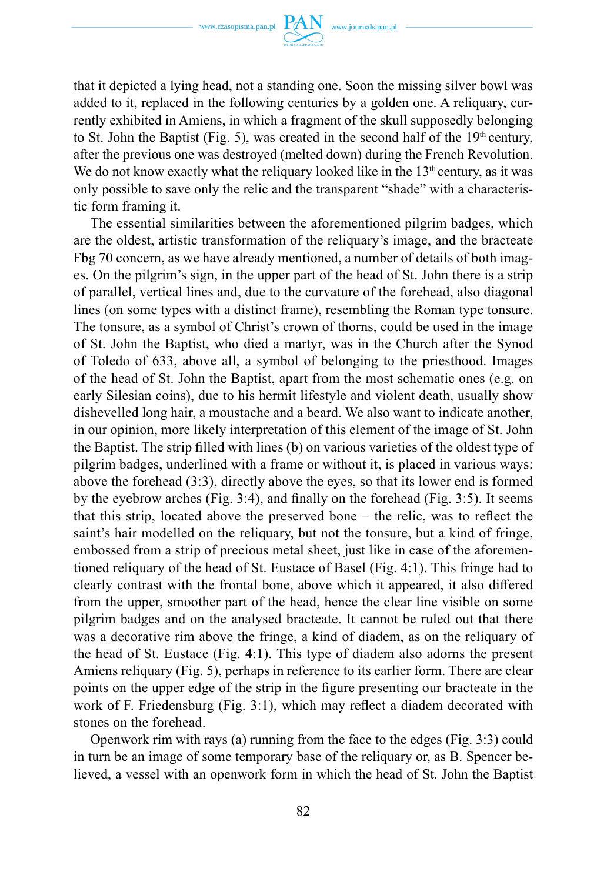that it depicted a lying head, not a standing one. Soon the missing silver bowl was added to it, replaced in the following centuries by a golden one. A reliquary, currently exhibited in Amiens, in which a fragment of the skull supposedly belonging to St. John the Baptist (Fig. 5), was created in the second half of the 19th century, after the previous one was destroyed (melted down) during the French Revolution. We do not know exactly what the reliquary looked like in the 13th century, as it was only possible to save only the relic and the transparent "shade" with a characteristic form framing it.

The essential similarities between the aforementioned pilgrim badges, which are the oldest, artistic transformation of the reliquary's image, and the bracteate Fbg 70 concern, as we have already mentioned, a number of details of both images. On the pilgrim's sign, in the upper part of the head of St. John there is a strip of parallel, vertical lines and, due to the curvature of the forehead, also diagonal lines (on some types with a distinct frame), resembling the Roman type tonsure. The tonsure, as a symbol of Christ's crown of thorns, could be used in the image of St. John the Baptist, who died a martyr, was in the Church after the Synod of Toledo of 633, above all, a symbol of belonging to the priesthood. Images of the head of St. John the Baptist, apart from the most schematic ones (e.g. on early Silesian coins), due to his hermit lifestyle and violent death, usually show dishevelled long hair, a moustache and a beard. We also want to indicate another, in our opinion, more likely interpretation of this element of the image of St. John the Baptist. The strip filled with lines (b) on various varieties of the oldest type of pilgrim badges, underlined with a frame or without it, is placed in various ways: above the forehead (3:3), directly above the eyes, so that its lower end is formed by the eyebrow arches (Fig. 3:4), and finally on the forehead (Fig. 3:5). It seems that this strip, located above the preserved bone – the relic, was to reflect the saint's hair modelled on the reliquary, but not the tonsure, but a kind of fringe, embossed from a strip of precious metal sheet, just like in case of the aforementioned reliquary of the head of St. Eustace of Basel (Fig. 4:1). This fringe had to clearly contrast with the frontal bone, above which it appeared, it also differed from the upper, smoother part of the head, hence the clear line visible on some pilgrim badges and on the analysed bracteate. It cannot be ruled out that there was a decorative rim above the fringe, a kind of diadem, as on the reliquary of the head of St. Eustace (Fig. 4:1). This type of diadem also adorns the present Amiens reliquary (Fig. 5), perhaps in reference to its earlier form. There are clear points on the upper edge of the strip in the figure presenting our bracteate in the work of F. Friedensburg (Fig. 3:1), which may reflect a diadem decorated with stones on the forehead.

Openwork rim with rays (a) running from the face to the edges (Fig. 3:3) could in turn be an image of some temporary base of the reliquary or, as B. Spencer believed, a vessel with an openwork form in which the head of St. John the Baptist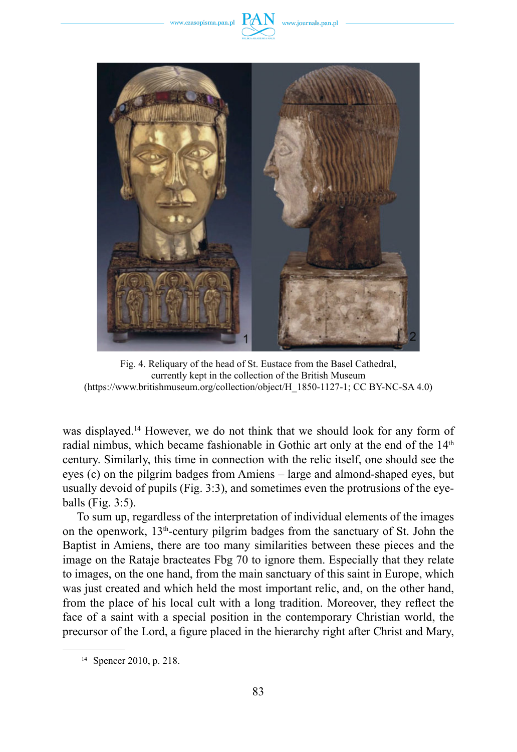Fig. 4. Reliquary of the head of St. Eustace from the Basel Cathedral, currently kept in the collection of the British Museum (https://www.britishmuseum.org/collection/object/H_1850-1127-1; CC BY-NC-SA 4.0)

was displayed.[14] However, we do not think that we should look for any form of radial nimbus, which became fashionable in Gothic art only at the end of the 14th century. Similarly, this time in connection with the relic itself, one should see the eyes (c) on the pilgrim badges from Amiens – large and almond-shaped eyes, but usually devoid of pupils (Fig. 3:3), and sometimes even the protrusions of the eyeballs (Fig. 3:5).

To sum up, regardless of the interpretation of individual elements of the images on the openwork, 13th-century pilgrim badges from the sanctuary of St. John the Baptist in Amiens, there are too many similarities between these pieces and the image on the Rataje bracteates Fbg 70 to ignore them. Especially that they relate to images, on the one hand, from the main sanctuary of this saint in Europe, which was just created and which held the most important relic, and, on the other hand, from the place of his local cult with a long tradition. Moreover, they reflect the face of a saint with a special position in the contemporary Christian world, the precursor of the Lord, a figure placed in the hierarchy right after Christ and Mary,

[14] Spencer 2010, p. 218.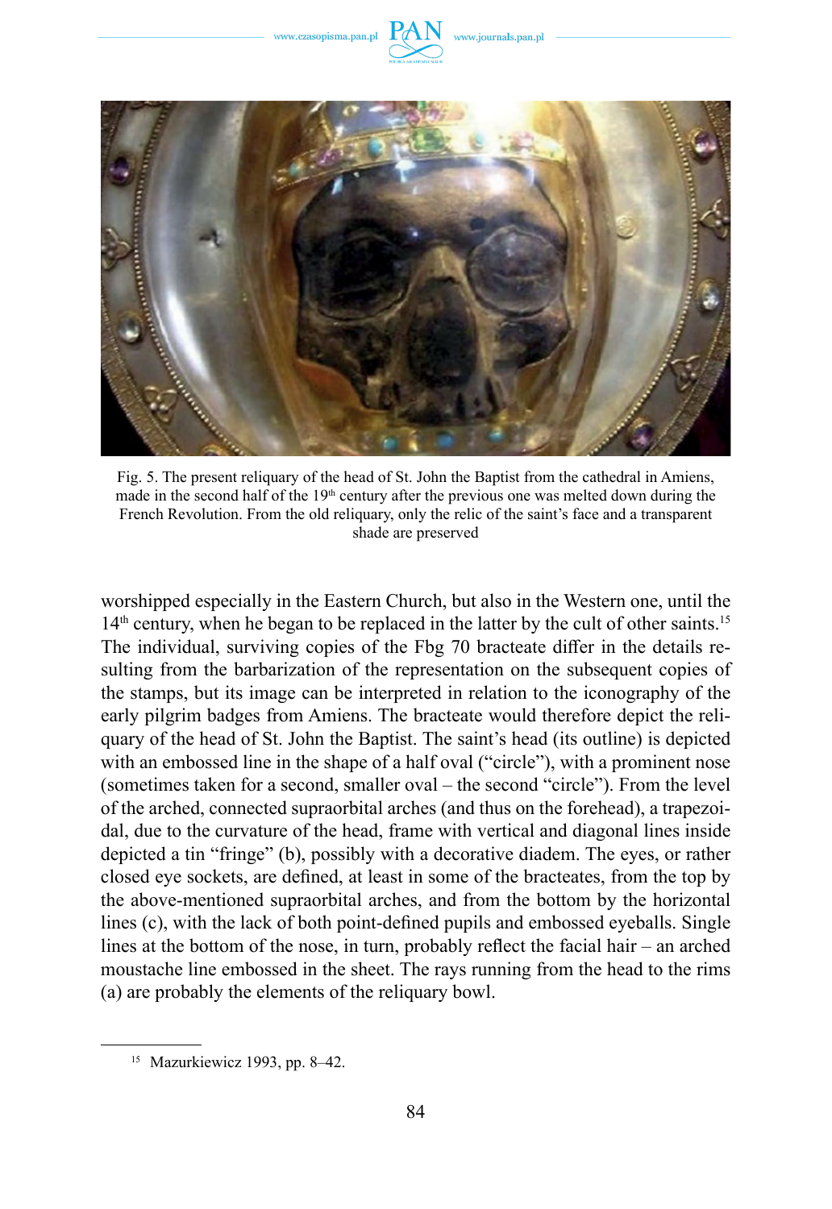Fig. 5. The present reliquary of the head of St. John the Baptist from the cathedral in Amiens, made in the second half of the 19th century after the previous one was melted down during the French Revolution. From the old reliquary, only the relic of the saint's face and a transparent shade are preserved

worshipped especially in the Eastern Church, but also in the Western one, until the 14th century, when he began to be replaced in the latter by the cult of other saints.[15] The individual, surviving copies of the Fbg 70 bracteate differ in the details resulting from the barbarization of the representation on the subsequent copies of the stamps, but its image can be interpreted in relation to the iconography of the early pilgrim badges from Amiens. The bracteate would therefore depict the reliquary of the head of St. John the Baptist. The saint's head (its outline) is depicted with an embossed line in the shape of a half oval ("circle"), with a prominent nose (sometimes taken for a second, smaller oval – the second "circle"). From the level of the arched, connected supraorbital arches (and thus on the forehead), a trapezoidal, due to the curvature of the head, frame with vertical and diagonal lines inside depicted a tin "fringe" (b), possibly with a decorative diadem. The eyes, or rather closed eye sockets, are defined, at least in some of the bracteates, from the top by the above-mentioned supraorbital arches, and from the bottom by the horizontal lines (c), with the lack of both point-defined pupils and embossed eyeballs. Single lines at the bottom of the nose, in turn, probably reflect the facial hair – an arched moustache line embossed in the sheet. The rays running from the head to the rims (a) are probably the elements of the reliquary bowl.

[15] Mazurkiewicz 1993, pp. 8–42.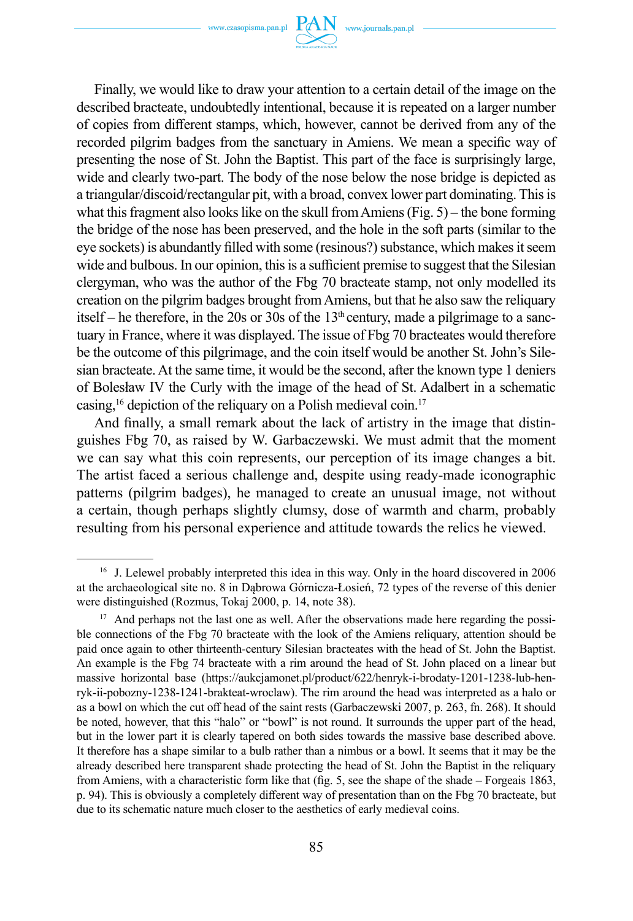Finally, we would like to draw your attention to a certain detail of the image on the described bracteate, undoubtedly intentional, because it is repeated on a larger number of copies from different stamps, which, however, cannot be derived from any of the recorded pilgrim badges from the sanctuary in Amiens. We mean a specific way of presenting the nose of St. John the Baptist. This part of the face is surprisingly large, wide and clearly two-part. The body of the nose below the nose bridge is depicted as a triangular/discoid/rectangular pit, with a broad, convex lower part dominating. This is what this fragment also looks like on the skull from Amiens (Fig. 5) – the bone forming the bridge of the nose has been preserved, and the hole in the soft parts (similar to the eye sockets) is abundantly filled with some (resinous?) substance, which makes it seem wide and bulbous. In our opinion, this is a sufficient premise to suggest that the Silesian clergyman, who was the author of the Fbg 70 bracteate stamp, not only modelled its creation on the pilgrim badges brought from Amiens, but that he also saw the reliquary itself – he therefore, in the 20s or 30s of the 13th century, made a pilgrimage to a sanctuary in France, where it was displayed. The issue of Fbg 70 bracteates would therefore be the outcome of this pilgrimage, and the coin itself would be another St. John's Silesian bracteate. At the same time, it would be the second, after the known type 1 deniers of Bolesław IV the Curly with the image of the head of St. Adalbert in a schematic casing,[16] depiction of the reliquary on a Polish medieval coin.[17]

And finally, a small remark about the lack of artistry in the image that distinguishes Fbg 70, as raised by W. Garbaczewski. We must admit that the moment we can say what this coin represents, our perception of its image changes a bit. The artist faced a serious challenge and, despite using ready-made iconographic patterns (pilgrim badges), he managed to create an unusual image, not without a certain, though perhaps slightly clumsy, dose of warmth and charm, probably resulting from his personal experience and attitude towards the relics he viewed.

---

[16] J. Lelewel probably interpreted this idea in this way. Only in the hoard discovered in 2006 at the archaeological site no. 8 in Dąbrowa Górnicza-Łosień, 72 types of the reverse of this denier were distinguished (Rozmus, Tokaj 2000, p. 14, note 38).

[17] And perhaps not the last one as well. After the observations made here regarding the possible connections of the Fbg 70 bracteate with the look of the Amiens reliquary, attention should be paid once again to other thirteenth-century Silesian bracteates with the head of St. John the Baptist. An example is the Fbg 74 bracteate with a rim around the head of St. John placed on a linear but massive horizontal base (https://aukcjamonet.pl/product/622/henryk-i-brodaty-1201-1238-lub-henryk-ii-pobozny-1238-1241-brakteat-wroclaw). The rim around the head was interpreted as a halo or as a bowl on which the cut off head of the saint rests (Garbaczewski 2007, p. 263, fn. 268). It should be noted, however, that this "halo" or "bowl" is not round. It surrounds the upper part of the head, but in the lower part it is clearly tapered on both sides towards the massive base described above. It therefore has a shape similar to a bulb rather than a nimbus or a bowl. It seems that it may be the already described here transparent shade protecting the head of St. John the Baptist in the reliquary from Amiens, with a characteristic form like that (fig. 5, see the shape of the shade – Forgeais 1863, p. 94). This is obviously a completely different way of presentation than on the Fbg 70 bracteate, but due to its schematic nature much closer to the aesthetics of early medieval coins.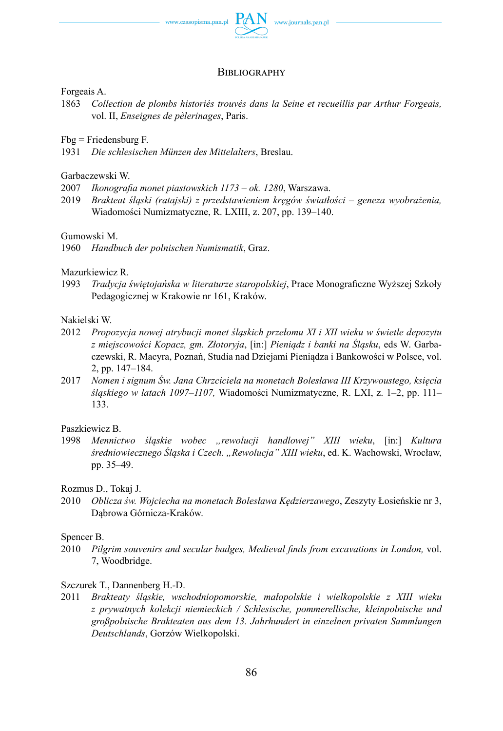## Bibliography

Forgeais A.

1863 *Collection de plombs historiés trouvés dans la Seine et recueillis par Arthur Forgeais,* vol. II, *Enseignes de pèlerinages*, Paris.

Fbg = Friedensburg F.

1931 *Die schlesischen Münzen des Mittelalters*, Breslau.

Garbaczewski W.

2007 *Ikonografia monet piastowskich 1173 – ok. 1280*, Warszawa.

2019 *Brakteat śląski (ratajski) z przedstawieniem kręgów światłości – geneza wyobrażenia,* Wiadomości Numizmatyczne, R. LXIII, z. 207, pp. 139–140.

Gumowski M.

1960 *Handbuch der polnischen Numismatik*, Graz.

Mazurkiewicz R.

1993 *Tradycja świętojańska w literaturze staropolskiej*, Prace Monograficzne Wyższej Szkoły Pedagogicznej w Krakowie nr 161, Kraków.

Nakielski W.

2012 *Propozycja nowej atrybucji monet śląskich przełomu XI i XII wieku w świetle depozytu z miejscowości Kopacz, gm. Złotoryja*, [in:] *Pieniądz i banki na Śląsku*, eds W. Garbaczewski, R. Macyra, Poznań, Studia nad Dziejami Pieniądza i Bankowości w Polsce, vol. 2, pp. 147–184.

2017 *Nomen i signum Św. Jana Chrzciciela na monetach Bolesława III Krzywoustego, księcia śląskiego w latach 1097–1107,* Wiadomości Numizmatyczne, R. LXI, z. 1–2, pp. 111–133.

Paszkiewicz B.

1998 *Mennictwo śląskie wobec „rewolucji handlowej" XIII wieku*, [in:] *Kultura średniowiecznego Śląska i Czech. „Rewolucja" XIII wieku*, ed. K. Wachowski, Wrocław, pp. 35–49.

Rozmus D., Tokaj J.

2010 *Oblicza św. Wojciecha na monetach Bolesława Kędzierzawego*, Zeszyty Łosieńskie nr 3, Dąbrowa Górnicza-Kraków.

Spencer B.

2010 *Pilgrim souvenirs and secular badges, Medieval finds from excavations in London,* vol. 7, Woodbridge.

Szczurek T., Dannenberg H.-D.

2011 *Brakteaty śląskie, wschodniopomorskie, małopolskie i wielkopolskie z XIII wieku z prywatnych kolekcji niemieckich / Schlesische, pommerellische, kleinpolnische und großpolnische Brakteaten aus dem 13. Jahrhundert in einzelnen privaten Sammlungen Deutschlands*, Gorzów Wielkopolski.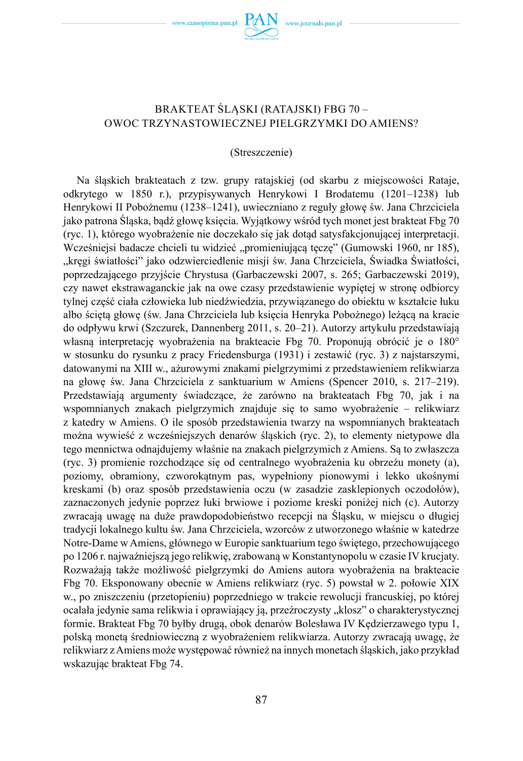# BRAKTEAT ŚLĄSKI (RATAJSKI) FBG 70 – OWOC TRZYNASTOWIECZNEJ PIELGRZYMKI DO AMIENS?

(Streszczenie)

Na śląskich brakteatach z tzw. grupy ratajskiej (od skarbu z miejscowości Rataje, odkrytego w 1850 r.), przypisywanych Henrykowi I Brodatemu (1201–1238) lub Henrykowi II Pobożnemu (1238–1241), uwieczniano z reguły głowę św. Jana Chrzciciela jako patrona Śląska, bądź głowę księcia. Wyjątkowy wśród tych monet jest brakteat Fbg 70 (ryc. 1), którego wyobrażenie nie doczekało się jak dotąd satysfakcjonującej interpretacji. Wcześniejsi badacze chcieli tu widzieć „promieniującą tęczę" (Gumowski 1960, nr 185), „kręgi światłości" jako odzwierciedlenie misji św. Jana Chrzciciela, Świadka Światłości, poprzedzającego przyjście Chrystusa (Garbaczewski 2007, s. 265; Garbaczewski 2019), czy nawet ekstrawaganckie jak na owe czasy przedstawienie wypiętej w stronę odbiorcy tylnej część ciała człowieka lub niedźwiedzia, przywiązanego do obiektu w kształcie łuku albo ściętą głowę (św. Jana Chrzciciela lub księcia Henryka Pobożnego) leżącą na kracie do odpływu krwi (Szczurek, Dannenberg 2011, s. 20–21). Autorzy artykułu przedstawiają własną interpretację wyobrażenia na brakteacie Fbg 70. Proponują obrócić je o 180° w stosunku do rysunku z pracy Friedensburga (1931) i zestawić (ryc. 3) z najstarszymi, datowanymi na XIII w., ażurowymi znakami pielgrzymimi z przedstawieniem relikwiarza na głowę św. Jana Chrzciciela z sanktuarium w Amiens (Spencer 2010, s. 217–219). Przedstawiają argumenty świadczące, że zarówno na brakteatach Fbg 70, jak i na wspomnianych znakach pielgrzymich znajduje się to samo wyobrażenie – relikwiarz z katedry w Amiens. O ile sposób przedstawienia twarzy na wspomnianych brakteatach można wywieść z wcześniejszych denarów śląskich (ryc. 2), to elementy nietypowe dla tego mennictwa odnajdujemy właśnie na znakach pielgrzymich z Amiens. Są to zwłaszcza (ryc. 3) promienie rozchodzące się od centralnego wyobrażenia ku obrzeżu monety (a), poziomy, obramiony, czworokątnym pas, wypełniony pionowymi i lekko ukośnymi kreskami (b) oraz sposób przedstawienia oczu (w zasadzie zasklepionych oczodołów), zaznaczonych jedynie poprzez łuki brwiowe i poziome kreski poniżej nich (c). Autorzy zwracają uwagę na duże prawdopodobieństwo recepcji na Śląsku, w miejscu o długiej tradycji lokalnego kultu św. Jana Chrzciciela, wzorców z utworzonego właśnie w katedrze Notre-Dame w Amiens, głównego w Europie sanktuarium tego świętego, przechowującego po 1206 r. najważniejszą jego relikwię, zrabowaną w Konstantynopolu w czasie IV krucjaty. Rozważają także możliwość pielgrzymki do Amiens autora wyobrażenia na brakteacie Fbg 70. Eksponowany obecnie w Amiens relikwiarz (ryc. 5) powstał w 2. połowie XIX w., po zniszczeniu (przetopieniu) poprzedniego w trakcie rewolucji francuskiej, po której ocalała jedynie sama relikwia i oprawiający ją, przeźroczysty „klosz" o charakterystycznej formie. Brakteat Fbg 70 byłby drugą, obok denarów Bolesława IV Kędzierzawego typu 1, polską monetą średniowieczną z wyobrażeniem relikwiarza. Autorzy zwracają uwagę, że relikwiarz z Amiens może występować również na innych monetach śląskich, jako przykład wskazując brakteat Fbg 74.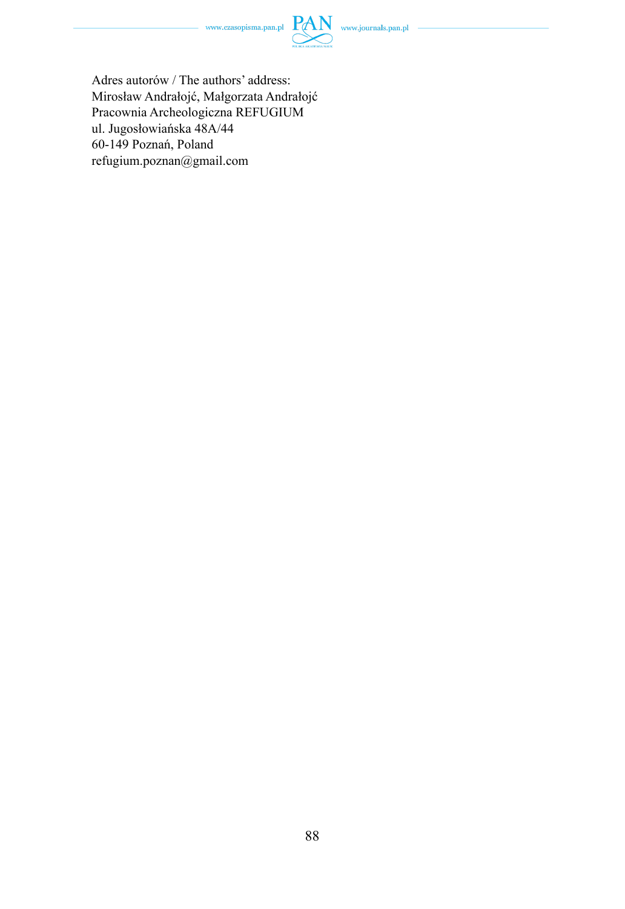Adres autorów / The authors' address:
Mirosław Andrałojć, Małgorzata Andrałojć
Pracownia Archeologiczna REFUGIUM
ul. Jugosłowiańska 48A/44
60-149 Poznań, Poland
refugium.poznan@gmail.com